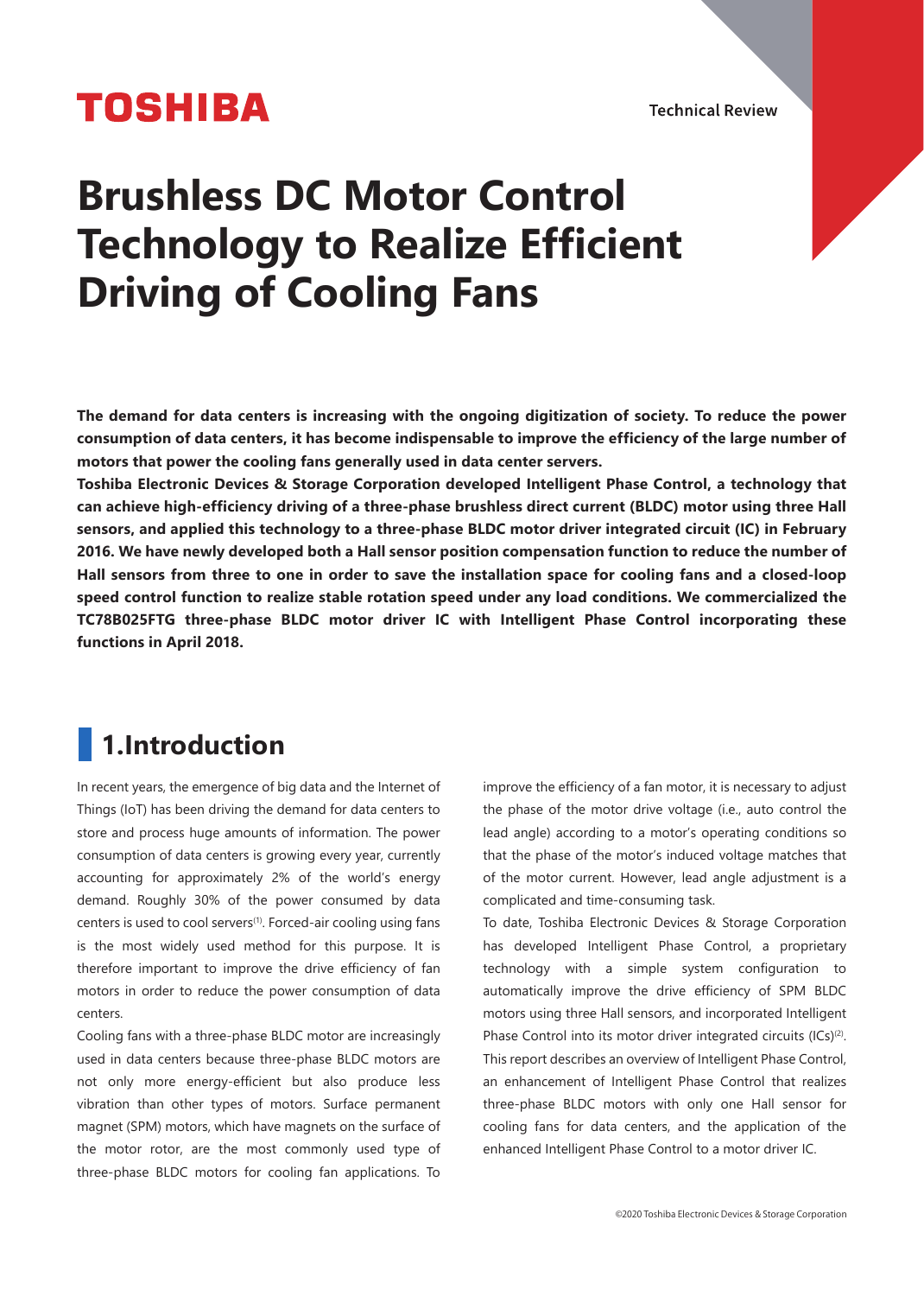TOSHIBA

Technical Review

# Brushless DC Motor Control Technology to Realize Efficient Driving of Cooling Fans

**The demand for data centers is increasing with the ongoing digitization of society. To reduce the power consumption of data centers, it has become indispensable to improve the efficiency of the large number of motors that power the cooling fans generally used in data center servers.**

**Toshiba Electronic Devices & Storage Corporation developed Intelligent Phase Control, a technology that can achieve high-efficiency driving of a three-phase brushless direct current (BLDC) motor using three Hall sensors, and applied this technology to a three-phase BLDC motor driver integrated circuit (IC) in February 2016. We have newly developed both a Hall sensor position compensation function to reduce the number of Hall sensors from three to one in order to save the installation space for cooling fans and a closed-loop speed control function to realize stable rotation speed under any load conditions. We commercialized the TC78B025FTG three-phase BLDC motor driver IC with Intelligent Phase Control incorporating these functions in April 2018.**

## 1.Introduction

In recent years, the emergence of big data and the Internet of Things (IoT) has been driving the demand for data centers to store and process huge amounts of information. The power consumption of data centers is growing every year, currently accounting for approximately 2% of the world's energy demand. Roughly 30% of the power consumed by data centers is used to cool servers[1]. Forced-air cooling using fans is the most widely used method for this purpose. It is therefore important to improve the drive efficiency of fan motors in order to reduce the power consumption of data centers.

Cooling fans with a three-phase BLDC motor are increasingly used in data centers because three-phase BLDC motors are not only more energy-efficient but also produce less vibration than other types of motors. Surface permanent magnet (SPM) motors, which have magnets on the surface of the motor rotor, are the most commonly used type of three-phase BLDC motors for cooling fan applications. To improve the efficiency of a fan motor, it is necessary to adjust the phase of the motor drive voltage (i.e., auto control the lead angle) according to a motor's operating conditions so that the phase of the motor's induced voltage matches that of the motor current. However, lead angle adjustment is a complicated and time-consuming task.

To date, Toshiba Electronic Devices & Storage Corporation has developed Intelligent Phase Control, a proprietary technology with a simple system configuration to automatically improve the drive efficiency of SPM BLDC motors using three Hall sensors, and incorporated Intelligent Phase Control into its motor driver integrated circuits (ICs)[2].

This report describes an overview of Intelligent Phase Control, an enhancement of Intelligent Phase Control that realizes three-phase BLDC motors with only one Hall sensor for cooling fans for data centers, and the application of the enhanced Intelligent Phase Control to a motor driver IC.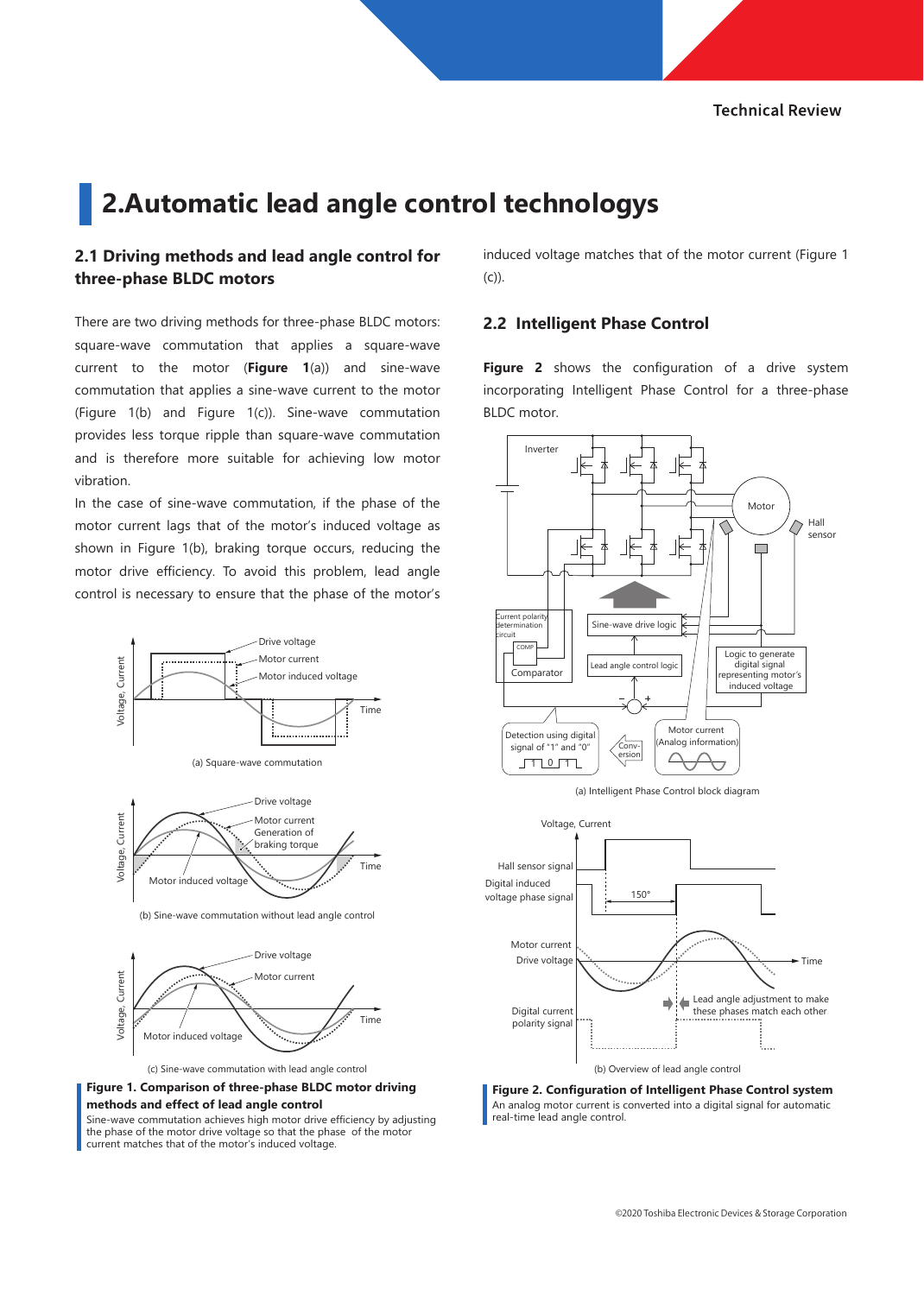# 2.Automatic lead angle control technologys

## 2.1 Driving methods and lead angle control for three-phase BLDC motors

There are two driving methods for three-phase BLDC motors: square-wave commutation that applies a square-wave current to the motor (**Figure 1**(a)) and sine-wave commutation that applies a sine-wave current to the motor (Figure 1(b) and Figure 1(c)). Sine-wave commutation provides less torque ripple than square-wave commutation and is therefore more suitable for achieving low motor vibration.

In the case of sine-wave commutation, if the phase of the motor current lags that of the motor's induced voltage as shown in Figure 1(b), braking torque occurs, reducing the motor drive efficiency. To avoid this problem, lead angle control is necessary to ensure that the phase of the motor's induced voltage matches that of the motor current (Figure 1 (c)).

(a) Square-wave commutation

(b) Sine-wave commutation without lead angle control

(c) Sine-wave commutation with lead angle control

**Figure 1. Comparison of three-phase BLDC motor driving methods and effect of lead angle control**

Sine-wave commutation achieves high motor drive efficiency by adjusting the phase of the motor drive voltage so that the phase of the motor current matches that of the motor's induced voltage.

## 2.2 Intelligent Phase Control

**Figure 2** shows the configuration of a drive system incorporating Intelligent Phase Control for a three-phase BLDC motor.

(a) Intelligent Phase Control block diagram

(b) Overview of lead angle control

**Figure 2. Configuration of Intelligent Phase Control system**

An analog motor current is converted into a digital signal for automatic real-time lead angle control.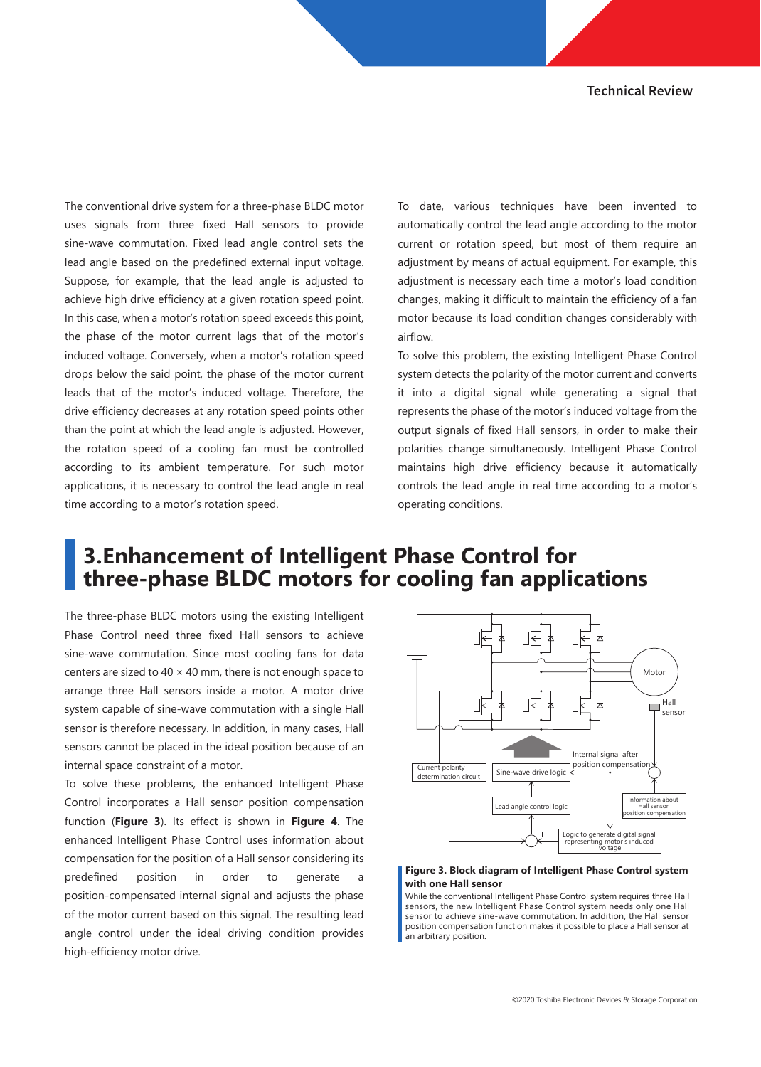The conventional drive system for a three-phase BLDC motor uses signals from three fixed Hall sensors to provide sine-wave commutation. Fixed lead angle control sets the lead angle based on the predefined external input voltage. Suppose, for example, that the lead angle is adjusted to achieve high drive efficiency at a given rotation speed point. In this case, when a motor's rotation speed exceeds this point, the phase of the motor current lags that of the motor's induced voltage. Conversely, when a motor's rotation speed drops below the said point, the phase of the motor current leads that of the motor's induced voltage. Therefore, the drive efficiency decreases at any rotation speed points other than the point at which the lead angle is adjusted. However, the rotation speed of a cooling fan must be controlled according to its ambient temperature. For such motor applications, it is necessary to control the lead angle in real time according to a motor's rotation speed.

To date, various techniques have been invented to automatically control the lead angle according to the motor current or rotation speed, but most of them require an adjustment by means of actual equipment. For example, this adjustment is necessary each time a motor's load condition changes, making it difficult to maintain the efficiency of a fan motor because its load condition changes considerably with airflow.

To solve this problem, the existing Intelligent Phase Control system detects the polarity of the motor current and converts it into a digital signal while generating a signal that represents the phase of the motor's induced voltage from the output signals of fixed Hall sensors, in order to make their polarities change simultaneously. Intelligent Phase Control maintains high drive efficiency because it automatically controls the lead angle in real time according to a motor's operating conditions.

## 3.Enhancement of Intelligent Phase Control for three-phase BLDC motors for cooling fan applications

The three-phase BLDC motors using the existing Intelligent Phase Control need three fixed Hall sensors to achieve sine-wave commutation. Since most cooling fans for data centers are sized to 40 × 40 mm, there is not enough space to arrange three Hall sensors inside a motor. A motor drive system capable of sine-wave commutation with a single Hall sensor is therefore necessary. In addition, in many cases, Hall sensors cannot be placed in the ideal position because of an internal space constraint of a motor.

To solve these problems, the enhanced Intelligent Phase Control incorporates a Hall sensor position compensation function (**Figure 3**). Its effect is shown in **Figure 4**. The enhanced Intelligent Phase Control uses information about compensation for the position of a Hall sensor considering its predefined position in order to generate a position-compensated internal signal and adjusts the phase of the motor current based on this signal. The resulting lead angle control under the ideal driving condition provides high-efficiency motor drive.

**Figure 3. Block diagram of Intelligent Phase Control system with one Hall sensor**

While the conventional Intelligent Phase Control system requires three Hall sensors, the new Intelligent Phase Control system needs only one Hall sensor to achieve sine-wave commutation. In addition, the Hall sensor position compensation function makes it possible to place a Hall sensor at an arbitrary position.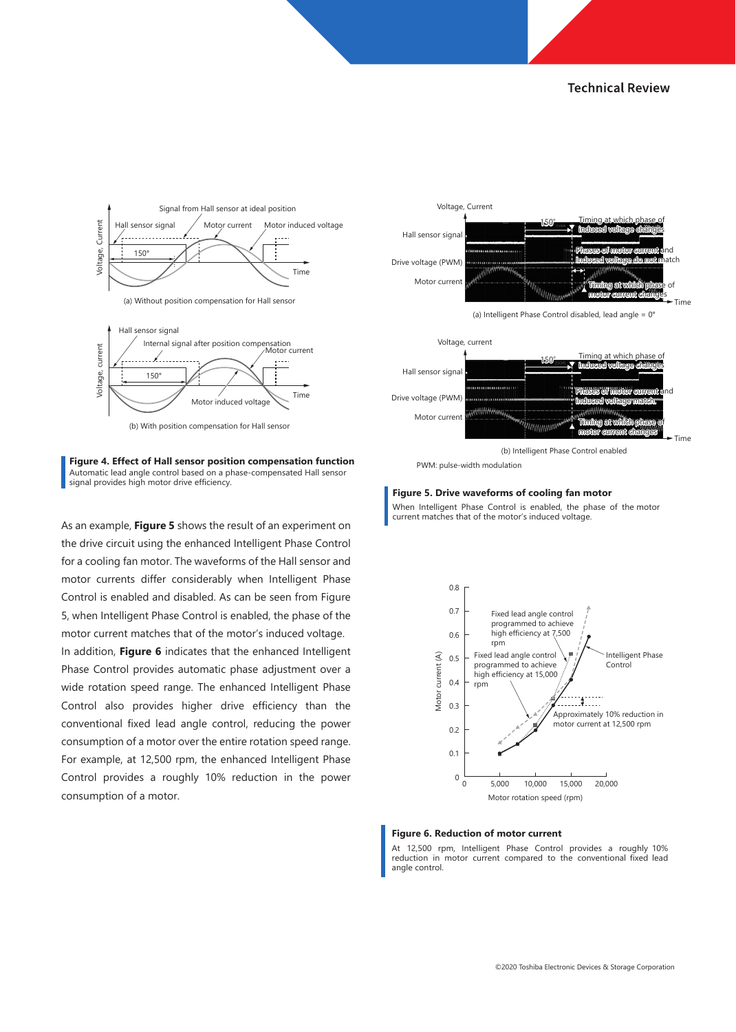**Figure 4. Effect of Hall sensor position compensation function**
Automatic lead angle control based on a phase-compensated Hall sensor signal provides high motor drive efficiency.

As an example, **Figure 5** shows the result of an experiment on the drive circuit using the enhanced Intelligent Phase Control for a cooling fan motor. The waveforms of the Hall sensor and motor currents differ considerably when Intelligent Phase Control is enabled and disabled. As can be seen from Figure 5, when Intelligent Phase Control is enabled, the phase of the motor current matches that of the motor's induced voltage.

In addition, **Figure 6** indicates that the enhanced Intelligent Phase Control provides automatic phase adjustment over a wide rotation speed range. The enhanced Intelligent Phase Control also provides higher drive efficiency than the conventional fixed lead angle control, reducing the power consumption of a motor over the entire rotation speed range. For example, at 12,500 rpm, the enhanced Intelligent Phase Control provides a roughly 10% reduction in the power consumption of a motor.

PWM: pulse-width modulation

**Figure 5. Drive waveforms of cooling fan motor**
When Intelligent Phase Control is enabled, the phase of the motor current matches that of the motor's induced voltage.

**Figure 6. Reduction of motor current**
At 12,500 rpm, Intelligent Phase Control provides a roughly 10% reduction in motor current compared to the conventional fixed lead angle control.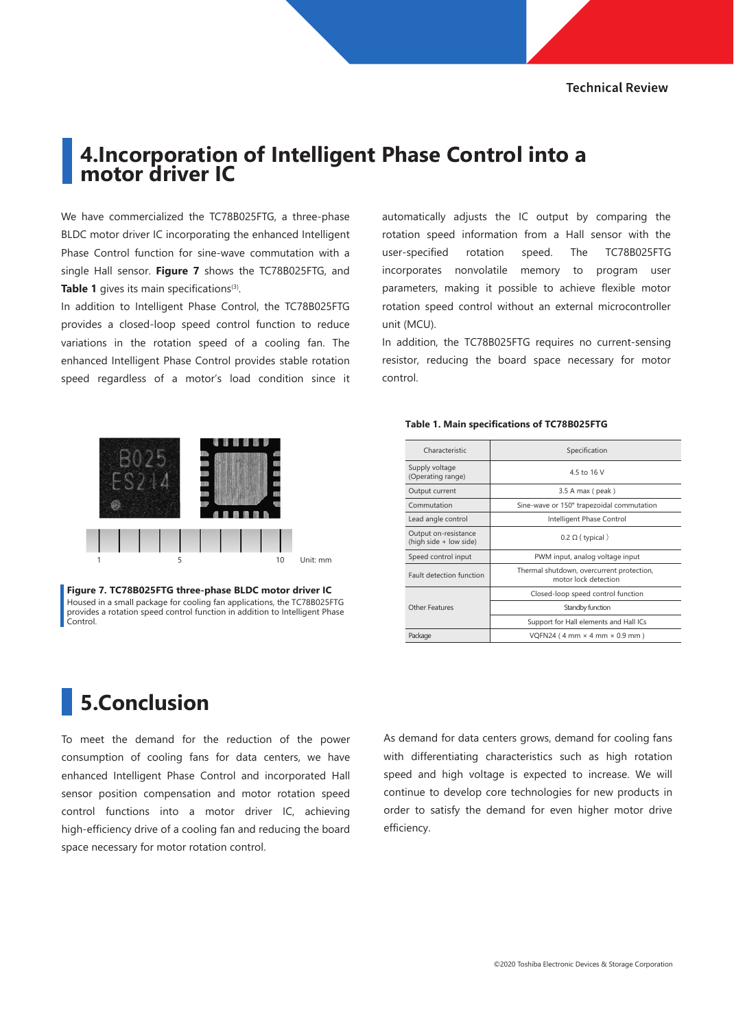# 4.Incorporation of Intelligent Phase Control into a motor driver IC

We have commercialized the TC78B025FTG, a three-phase BLDC motor driver IC incorporating the enhanced Intelligent Phase Control function for sine-wave commutation with a single Hall sensor. **Figure 7** shows the TC78B025FTG, and **Table 1** gives its main specifications[3].

In addition to Intelligent Phase Control, the TC78B025FTG provides a closed-loop speed control function to reduce variations in the rotation speed of a cooling fan. The enhanced Intelligent Phase Control provides stable rotation speed regardless of a motor's load condition since it automatically adjusts the IC output by comparing the rotation speed information from a Hall sensor with the user-specified rotation speed. The TC78B025FTG incorporates nonvolatile memory to program user parameters, making it possible to achieve flexible motor rotation speed control without an external microcontroller unit (MCU).

In addition, the TC78B025FTG requires no current-sensing resistor, reducing the board space necessary for motor control.

**Figure 7. TC78B025FTG three-phase BLDC motor driver IC**
Housed in a small package for cooling fan applications, the TC78B025FTG provides a rotation speed control function in addition to Intelligent Phase Control.

**Table 1. Main specifications of TC78B025FTG**

| Characteristic | Specification |
|---|---|
| Supply voltage (Operating range) | 4.5 to 16 V |
| Output current | 3.5 A max ( peak ) |
| Commutation | Sine-wave or 150° trapezoidal commutation |
| Lead angle control | Intelligent Phase Control |
| Output on-resistance (high side + low side) | 0.2 Ω ( typical ) |
| Speed control input | PWM input, analog voltage input |
| Fault detection function | Thermal shutdown, overcurrent protection, motor lock detection |
| Other Features | Closed-loop speed control function |
| | Standby function |
| | Support for Hall elements and Hall ICs |
| Package | VQFN24 ( 4 mm × 4 mm × 0.9 mm ) |

# 5.Conclusion

To meet the demand for the reduction of the power consumption of cooling fans for data centers, we have enhanced Intelligent Phase Control and incorporated Hall sensor position compensation and motor rotation speed control functions into a motor driver IC, achieving high-efficiency drive of a cooling fan and reducing the board space necessary for motor rotation control.

As demand for data centers grows, demand for cooling fans with differentiating characteristics such as high rotation speed and high voltage is expected to increase. We will continue to develop core technologies for new products in order to satisfy the demand for even higher motor drive efficiency.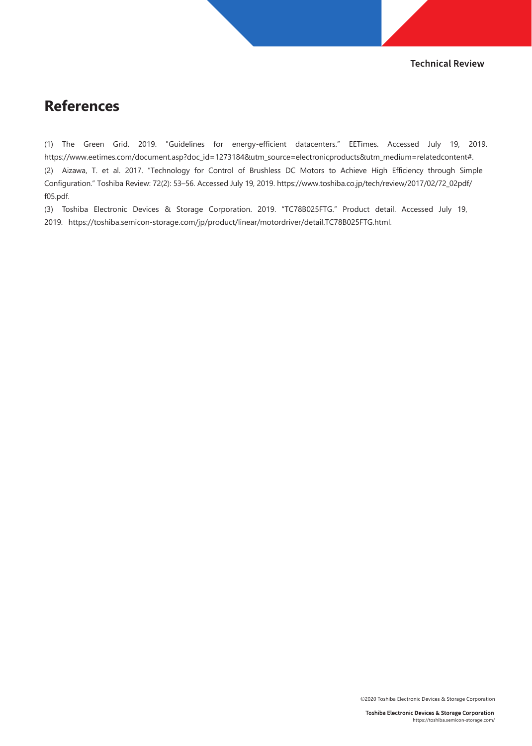# References

(1) The Green Grid. 2019. "Guidelines for energy-efficient datacenters." EETimes. Accessed July 19, 2019. https://www.eetimes.com/document.asp?doc_id=1273184&utm_source=electronicproducts&utm_medium=relatedcontent#.

(2) Aizawa, T. et al. 2017. "Technology for Control of Brushless DC Motors to Achieve High Efficiency through Simple Configuration." Toshiba Review: 72(2): 53–56. Accessed July 19, 2019. https://www.toshiba.co.jp/tech/review/2017/02/72_02pdf/f05.pdf.

(3) Toshiba Electronic Devices & Storage Corporation. 2019. "TC78B025FTG." Product detail. Accessed July 19, 2019. https://toshiba.semicon-storage.com/jp/product/linear/motordriver/detail.TC78B025FTG.html.